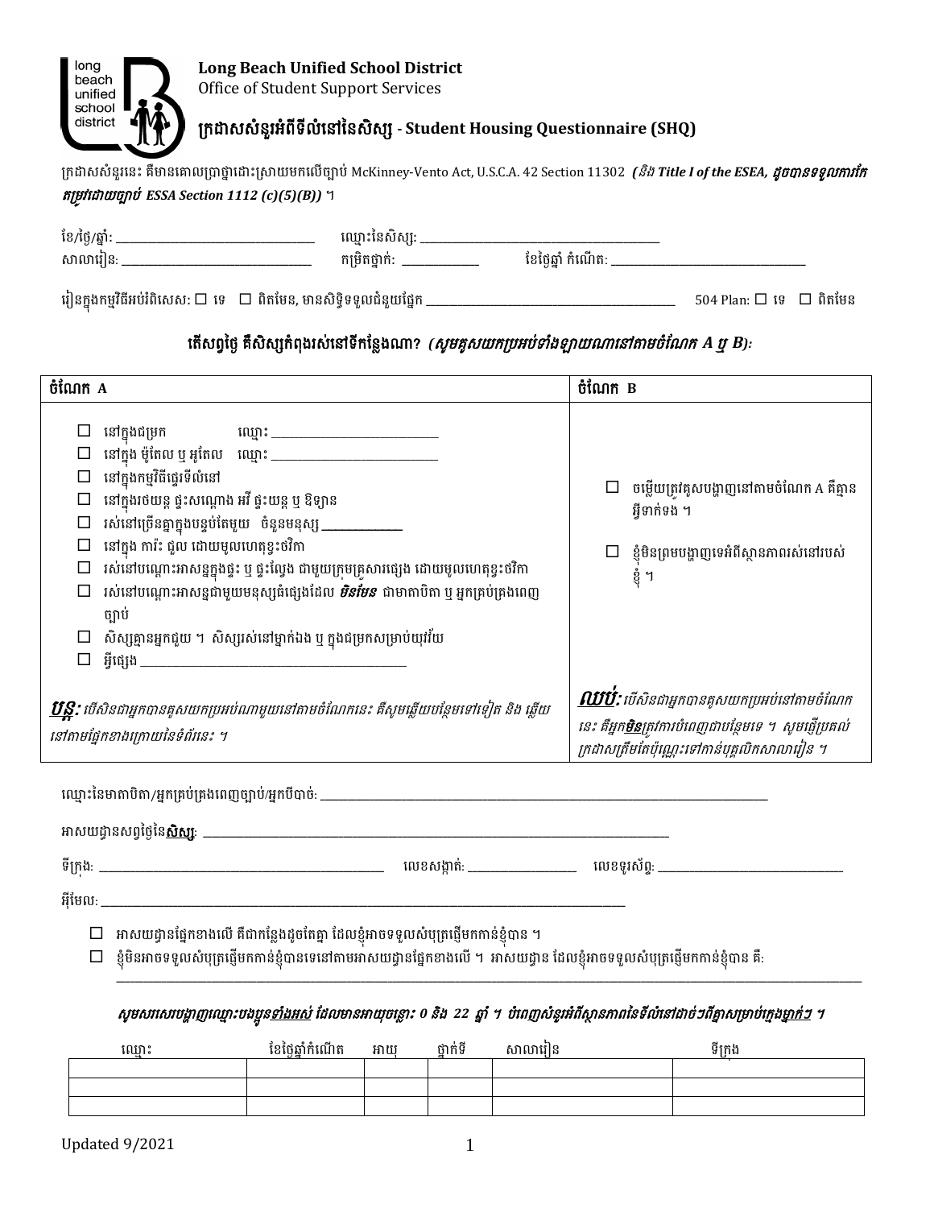**Long Beach Unified School District**
Office of Student Support Services

# ក្រដាសសំនួរអំពីទីលំនៅនៃសិស្ស - Student Housing Questionnaire (SHQ)

ក្រដាសសំនួរនេះ គឺមានគោលប្រាថ្នាដោះស្រាយមកលើច្បាប់ McKinney-Vento Act, U.S.C.A. 42 Section 11302 ***(និង Title I of the ESEA, ដូចបានទទួលការកែតម្រូវដោយច្បាប់ ESSA Section 1112 (c)(5)(B))*** ។

ខែ/ថ្ងៃ/ឆ្នាំ: ______________________ ឈ្មោះនៃសិស្ស: ______________________
សាលារៀន: ______________________ កម្រិតថ្នាក់: __________ ខែថ្ងៃឆ្នាំ កំណើត: ______________________

រៀនក្នុងកម្មវិធីអប់រំពិសេស: ☐ ទេ ☐ ពិតមែន, មានសិទ្ធិទទួលជំនួយផ្នែក ______________________ 504 Plan: ☐ ទេ ☐ ពិតមែន

### តើសព្វថ្ងៃ គឺសិស្សកំពុងរស់នៅទីកន្លែងណា? *(សូមគូសយកប្រអប់ទាំងឡាយណានៅតាមចំណែក A ឬ B)*:

| ចំណែក A | ចំណែក B |
|---|---|
| ☐ នៅក្នុងជម្រក ឈ្មោះ: ______________<br>☐ នៅក្នុង ម៉ូតែល ឬ អូតែល ឈ្មោះ: ______________<br>☐ នៅក្នុងកម្មវិធីផ្ទេរទីលំនៅ<br>☐ នៅក្នុងរថយន្ត ផ្ទះសណ្តោង អរ វី ផ្ទះយន្ត ឬ ឧទ្យាន<br>☐ រស់នៅច្រើនគ្នាក្នុងបន្ទប់តែមួយ ចំនួនមនុស្ស __________<br>☐ នៅក្នុង ការ៉ះ ជួល ដោយមូលហេតុខ្វះថវិកា<br>☐ រស់នៅបណ្តោះអាសន្នក្នុងផ្ទះ ឬ ផ្ទះល្វែង ជាមួយក្រុមគ្រួសារផ្សេង ដោយមូលហេតុខ្វះថវិកា<br>☐ រស់នៅបណ្តោះអាសន្នជាមួយមនុស្សធំផ្សេងដែល ***មិនមែន*** ជាមាតាបិតា ឬ អ្នកគ្រប់គ្រងពេញច្បាប់<br>☐ សិស្សគ្មានអ្នកជួយ ។ សិស្សរស់នៅម្នាក់ឯង ឬ ក្នុងជម្រកសម្រាប់យុវវ័យ<br>☐ អ្វីផ្សេង ______________________<br><br>***បន្ត:*** *បើសិនជាអ្នកបានគូសយកប្រអប់ណាមួយនៅតាមចំណែកនេះ គឺសូមឆ្លើយបន្ថែមទៅទៀត និង ឆ្លើយនៅតាមផ្នែកខាងក្រោយនៃទំព័រនេះ ។* | ☐ ចម្លើយត្រូវគូសបង្ហាញនៅតាមចំណែក A គឺគ្មានអ្វីទាក់ទង ។<br><br>☐ ខ្ញុំមិនព្រមបង្ហាញទេអំពីស្ថានភាពរស់នៅរបស់ខ្ញុំ ។<br><br>***ឈប់:*** *បើសិនជាអ្នកបានគូសយកប្រអប់នៅតាមចំណែកនេះ គឺអ្នក**មិន**ត្រូវការបំពេញជាបន្ថែមទេ ។ សូមផ្ញើប្រគល់ក្រដាសត្រឹមតែប៉ុណ្ណេះទៅកាន់បុគ្គលិកសាលារៀន ។* |

ឈ្មោះនៃមាតាបិតា/អ្នកគ្រប់គ្រងពេញច្បាប់/អ្នកបីបាច់: ______________________

អាសយដ្ឋានសព្វថ្ងៃនៃ***សិស្ស***: ______________________

ទីក្រុង: ______________________ លេខសង្កាត់: __________ លេខទូរស័ព្ទ: ______________________

អ៊ីមែល: ______________________

☐ អាសយដ្ឋានផ្នែកខាងលើ គឺជាកន្លែងដូចតែគ្នា ដែលខ្ញុំអាចទទួលសំបុត្រផ្ញើមកកាន់ខ្ញុំបាន ។
☐ ខ្ញុំមិនអាចទទួលសំបុត្រផ្ញើមកកាន់ខ្ញុំបានទេនៅតាមអាសយដ្ឋានផ្នែកខាងលើ ។ អាសយដ្ឋាន ដែលខ្ញុំអាចទទួលសំបុត្រផ្ញើមកកាន់ខ្ញុំបាន គឺ: ______________________

***សូមសរសេរបង្ហាញឈ្មោះបងប្អូន<u>ទាំងអស់</u> ដែលមានអាយុចន្លោះ: 0 និង 22 ឆ្នាំ ។ បំពេញសំនួរអំពីស្ថានភាពនៃទីលំនៅដាច់ៗពីគ្នាសម្រាប់ក្មេង<u>ម្នាក់ៗ</u> ។***

| ឈ្មោះ | ខែថ្ងៃឆ្នាំកំណើត | អាយុ | ថ្នាក់ទី | សាលារៀន | ទីក្រុង |
|---|---|---|---|---|---|
| | | | | | |
| | | | | | |
| | | | | | |

Updated 9/2021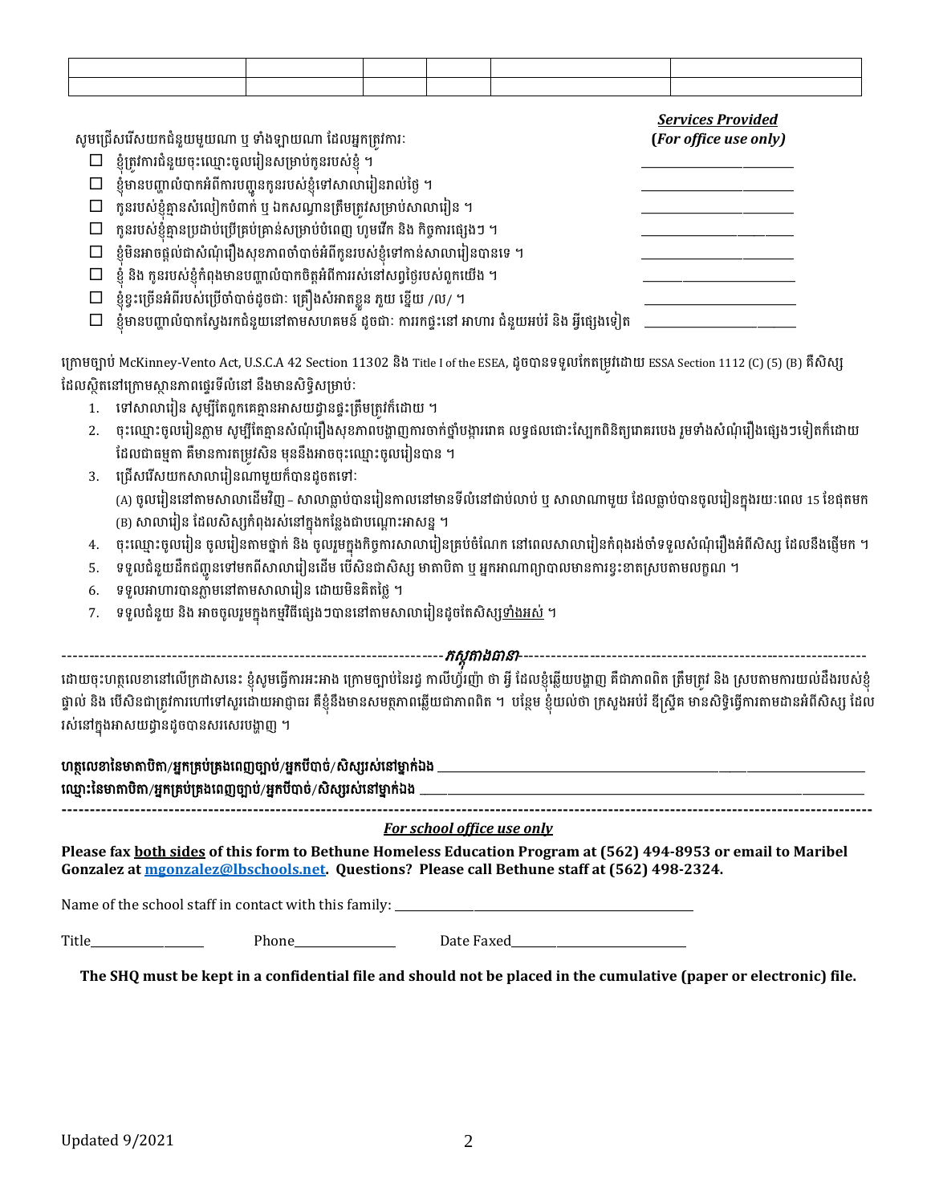| | | | | | |
|---|---|---|---|---|---|
| | | | | | |
| | | | | | |

សូមជ្រើសរើសយកជំនួយមួយណា ឬ ទាំងឡាយណា ដែលអ្នកត្រូវការៈ

***Services Provided***
**(*For office use only*)**

- ☐ ខ្ញុំត្រូវការជំនួយចុះឈ្មោះចូលរៀនសម្រាប់កូនរបស់ខ្ញុំ ។ ______________________
- ☐ ខ្ញុំមានបញ្ហាលំបាកអំពីការបញ្ជូនកូនរបស់ខ្ញុំទៅសាលារៀនរាល់ថ្ងៃ ។ ______________________
- ☐ កូនរបស់ខ្ញុំគ្មានសំលៀកបំពាក់ ឬ ឯកសណ្ឋានត្រឹមត្រូវសម្រាប់សាលារៀន ។ ______________________
- ☐ កូនរបស់ខ្ញុំគ្មានប្រដាប់ប្រើគ្រប់គ្រាន់សម្រាប់បំពេញ ហូមវើក និង កិច្ចការផ្សេងៗ ។ ______________________
- ☐ ខ្ញុំមិនអាចផ្តល់ជាសំណុំរឿងសុខភាពចាំបាច់អំពីកូនរបស់ខ្ញុំទៅកាន់សាលារៀនបានទេ ។ ______________________
- ☐ ខ្ញុំ និង កូនរបស់ខ្ញុំកំពុងមានបញ្ហាលំបាកចិត្តអំពីការរស់នៅសព្វថ្ងៃរបស់ពួកយើង ។ ______________________
- ☐ ខ្ញុំខ្វះច្រើនអំពីរបស់ប្រើចាំបាច់ដូចជាៈ គ្រឿងសំអាតខ្លួន ភួយ ខ្នើយ /ល/ ។ ______________________
- ☐ ខ្ញុំមានបញ្ហាលំបាកស្វែងរកជំនួយនៅតាមសហគមន៍ ដូចជាៈ ការរកផ្ទះនៅ អាហារ ជំនួយអប់រំ និង អ្វីផ្សេងទៀត ______________________

ក្រោមច្បាប់ McKinney-Vento Act, U.S.C.A 42 Section 11302 និង Title I of the ESEA, ដូចបានទទួលកែតម្រូវដោយ ESSA Section 1112 (C) (5) (B) គឺសិស្ស ដែលស្ថិតនៅក្រោមស្ថានភាពផ្ទេរទីលំនៅ នឹងមានសិទ្ធិសម្រាប់ៈ

1. ទៅសាលារៀន សូម្បីតែពួកគេគ្មានអាសយដ្ឋានផ្ទះត្រឹមត្រូវក៏ដោយ ។
2. ចុះឈ្មោះចូលរៀនភ្លាម សូម្បីតែគ្មានសំណុំរឿងសុខភាពបង្ហាញការចាក់ថ្នាំបង្ការរោគ លទ្ធផលដោះស្បែកពិនិត្យរោគរបេង រួមទាំងសំណុំរឿងផ្សេងៗទៀតក៏ដោយ ដែលជាធម្មតា គឺមានការតម្រូវសិន មុននឹងអាចចុះឈ្មោះចូលរៀនបាន ។
3. ជ្រើសរើសយកសាលារៀនណាមួយក៏បានដូចតទៅៈ
   (A) ចូលរៀននៅតាមសាលាដើមវិញ – សាលាធ្លាប់បានរៀនកាលនៅមានទីលំនៅជាប់លាប់ ឬ សាលាណាមួយ ដែលធ្លាប់បានចូលរៀនក្នុងរយៈពេល 15 ខែចុងមក
   (B) សាលារៀន ដែលសិស្សកំពុងរស់នៅក្នុងកន្លែងជាបណ្តោះអាសន្ន ។
4. ចុះឈ្មោះចូលរៀន ចូលរៀនតាមថ្នាក់ និង ចូលរួមក្នុងកិច្ចការសាលារៀនគ្រប់ចំណែក នៅពេលសាលារៀនកំពុងរង់ចាំទទួលសំណុំរឿងអំពីសិស្ស ដែលនឹងផ្ញើមក ។
5. ទទួលជំនួយដឹកជញ្ជូនទៅមកពីសាលារៀនដើម បើសិនជាសិស្ស មាតាបិតា ឬ អ្នកអាណាព្យាបាលមានការខ្វះខាតស្របតាមលក្ខណ ។
6. ទទួលអាហារបានភ្លាមនៅតាមសាលារៀន ដោយមិនគិតថ្លៃ ។
7. ទទួលជំនួយ និង អាចចូលរួមក្នុងកម្មវិធីផ្សេងៗបាននៅតាមសាលារៀនដូចតែសិស្ស<u>ទាំងអស់</u> ។

-------------------------------------------------------------------***ភស្តុតាងធានា***-------------------------------------------------------------------

ដោយចុះហត្ថលេខានៅលើក្រដាសនេះ ខ្ញុំសូមធ្វើការអះអាង ក្រោមច្បាប់នៃរដ្ឋ កាលីហ្វ័រញ៉ា ថា អ្វី ដែលខ្ញុំឆ្លើយបង្ហាញ គឺជាភាពពិត ត្រឹមត្រូវ និង ស្របតាមការយល់ដឹងរបស់ខ្ញុំផ្ទាល់ និង បើសិនជាត្រូវការហៅទៅសួរដោយអាជ្ញាធរ គឺខ្ញុំនឹងមានសមត្ថភាពឆ្លើយជាភាពពិត ។ បន្ថែម ខ្ញុំយល់ថា ក្រសួងអប់រំ ឌីស្ត្រីគ មានសិទ្ធិធ្វើការតាមដានអំពីសិស្ស ដែលរស់នៅក្នុងអាសយដ្ឋានដូចបានសរសេរបង្ហាញ ។

**ហត្ថលេខានៃមាតាបិតា/អ្នកគ្រប់គ្រងពេញច្បាប់/អ្នកបីបាច់/សិស្សរស់នៅម្នាក់ឯង** ______________________________________________

**ឈ្មោះនៃមាតាបិតា/អ្នកគ្រប់គ្រងពេញច្បាប់/អ្នកបីបាច់/សិស្សរស់នៅម្នាក់ឯង** ______________________________________________

-----------------------------------------------------------------------------------------------------------------------------------------------------

***<u>For school office use only</u>***

**Please fax <u>both sides</u> of this form to Bethune Homeless Education Program at (562) 494-8953 or email to Maribel Gonzalez at [mgonzalez@lbschools.net](mailto:mgonzalez@lbschools.net). Questions? Please call Bethune staff at (562) 498-2324.**

Name of the school staff in contact with this family: ______________________________

Title______________ Phone______________ Date Faxed______________________

**The SHQ must be kept in a confidential file and should not be placed in the cumulative (paper or electronic) file.**

Updated 9/2021